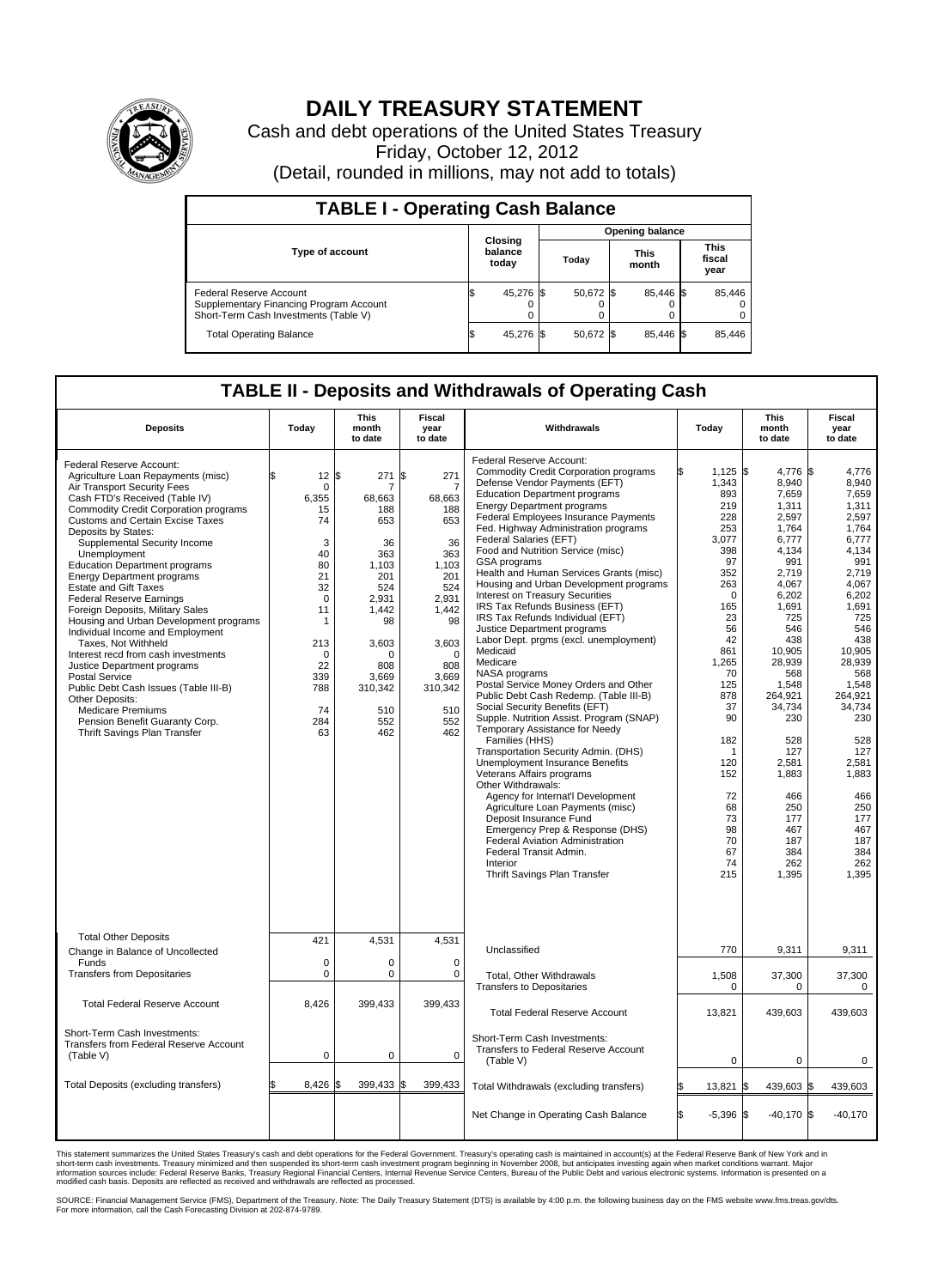# DAILY TREASURY STATEMENT

Cash and debt operations of the United States Treasury

Friday, October 12, 2012

(Detail, rounded in millions, may not add to totals)

## TABLE I - Operating Cash Balance

| Type of account | Closing balance today | Opening balance Today | Opening balance This month | Opening balance This fiscal year |
|---|---|---|---|---|
| Federal Reserve Account | $ 45,276 | $ 50,672 | $ 85,446 | $ 85,446 |
| Supplementary Financing Program Account | 0 | 0 | 0 | 0 |
| Short-Term Cash Investments (Table V) | 0 | 0 | 0 | 0 |
| Total Operating Balance | $ 45,276 | $ 50,672 | $ 85,446 | $ 85,446 |

## TABLE II - Deposits and Withdrawals of Operating Cash

| Deposits | Today | This month to date | Fiscal year to date | Withdrawals | Today | This month to date | Fiscal year to date |
|---|---|---|---|---|---|---|---|
| Federal Reserve Account: | | | | Federal Reserve Account: | | | |
| Agriculture Loan Repayments (misc) | $ 12 | $ 271 | $ 271 | Commodity Credit Corporation programs | $ 1,125 | $ 4,776 | $ 4,776 |
| Air Transport Security Fees | 0 | 7 | 7 | Defense Vendor Payments (EFT) | 1,343 | 8,940 | 8,940 |
| Cash FTD's Received (Table IV) | 6,355 | 68,663 | 68,663 | Education Department programs | 893 | 7,659 | 7,659 |
| Commodity Credit Corporation programs | 15 | 188 | 188 | Energy Department programs | 219 | 1,311 | 1,311 |
| Customs and Certain Excise Taxes | 74 | 653 | 653 | Federal Employees Insurance Payments | 228 | 2,597 | 2,597 |
| Deposits by States: | | | | Fed. Highway Administration programs | 253 | 1,764 | 1,764 |
| Supplemental Security Income | 3 | 36 | 36 | Federal Salaries (EFT) | 3,077 | 6,777 | 6,777 |
| Unemployment | 40 | 363 | 363 | Food and Nutrition Service (misc) | 398 | 4,134 | 4,134 |
| Education Department programs | 80 | 1,103 | 1,103 | GSA programs | 97 | 991 | 991 |
| Energy Department programs | 21 | 201 | 201 | Health and Human Services Grants (misc) | 352 | 2,719 | 2,719 |
| Estate and Gift Taxes | 32 | 524 | 524 | Housing and Urban Development programs | 263 | 4,067 | 4,067 |
| Federal Reserve Earnings | 0 | 2,931 | 2,931 | Interest on Treasury Securities | 0 | 6,202 | 6,202 |
| Foreign Deposits, Military Sales | 11 | 1,442 | 1,442 | IRS Tax Refunds Business (EFT) | 165 | 1,691 | 1,691 |
| Housing and Urban Development programs | 1 | 98 | 98 | IRS Tax Refunds Individual (EFT) | 23 | 725 | 725 |
| Individual Income and Employment | | | | Justice Department programs | 56 | 546 | 546 |
| Taxes, Not Withheld | 213 | 3,603 | 3,603 | Labor Dept. prgms (excl. unemployment) | 42 | 438 | 438 |
| Interest recd from cash investments | 0 | 0 | 0 | Medicaid | 861 | 10,905 | 10,905 |
| Justice Department programs | 22 | 808 | 808 | Medicare | 1,265 | 28,939 | 28,939 |
| Postal Service | 339 | 3,669 | 3,669 | NASA programs | 70 | 568 | 568 |
| Public Debt Cash Issues (Table III-B) | 788 | 310,342 | 310,342 | Postal Service Money Orders and Other | 125 | 1,548 | 1,548 |
| Other Deposits: | | | | Public Debt Cash Redemp. (Table III-B) | 878 | 264,921 | 264,921 |
| Medicare Premiums | 74 | 510 | 510 | Social Security Benefits (EFT) | 37 | 34,734 | 34,734 |
| Pension Benefit Guaranty Corp. | 284 | 552 | 552 | Supple. Nutrition Assist. Program (SNAP) | 90 | 230 | 230 |
| Thrift Savings Plan Transfer | 63 | 462 | 462 | Temporary Assistance for Needy | | | |
| | | | | Families (HHS) | 182 | 528 | 528 |
| | | | | Transportation Security Admin. (DHS) | 1 | 127 | 127 |
| | | | | Unemployment Insurance Benefits | 120 | 2,581 | 2,581 |
| | | | | Veterans Affairs programs | 152 | 1,883 | 1,883 |
| | | | | Other Withdrawals: | | | |
| | | | | Agency for Internat'l Development | 72 | 466 | 466 |
| | | | | Agriculture Loan Payments (misc) | 68 | 250 | 250 |
| | | | | Deposit Insurance Fund | 73 | 177 | 177 |
| | | | | Emergency Prep & Response (DHS) | 98 | 467 | 467 |
| | | | | Federal Aviation Administration | 70 | 187 | 187 |
| | | | | Federal Transit Admin. | 67 | 384 | 384 |
| | | | | Interior | 74 | 262 | 262 |
| | | | | Thrift Savings Plan Transfer | 215 | 1,395 | 1,395 |
| Total Other Deposits | 421 | 4,531 | 4,531 | Unclassified | 770 | 9,311 | 9,311 |
| Change in Balance of Uncollected Funds | 0 | 0 | 0 | | | | |
| Transfers from Depositaries | 0 | 0 | 0 | Total, Other Withdrawals | 1,508 | 37,300 | 37,300 |
| | | | | Transfers to Depositaries | 0 | 0 | 0 |
| Total Federal Reserve Account | 8,426 | 399,433 | 399,433 | Total Federal Reserve Account | 13,821 | 439,603 | 439,603 |
| Short-Term Cash Investments: Transfers from Federal Reserve Account (Table V) | 0 | 0 | 0 | Short-Term Cash Investments: Transfers to Federal Reserve Account (Table V) | 0 | 0 | 0 |
| Total Deposits (excluding transfers) | $ 8,426 | $ 399,433 | $ 399,433 | Total Withdrawals (excluding transfers) | $ 13,821 | $ 439,603 | $ 439,603 |
| | | | | Net Change in Operating Cash Balance | $ -5,396 | $ -40,170 | $ -40,170 |

This statement summarizes the United States Treasury's cash and debt operations for the Federal Government. Treasury's operating cash is maintained in account(s) at the Federal Reserve Bank of New York and in short-term cash investments. Treasury minimized and then suspended its short-term cash investment program beginning in November 2008, but anticipates investing again when market conditions warrant. Major information sources include: Federal Reserve Banks, Treasury Regional Financial Centers, Internal Revenue Service Centers, Bureau of the Public Debt and various electronic systems. Information is presented on a modified cash basis. Deposits are reflected as received and withdrawals are reflected as processed.

SOURCE: Financial Management Service (FMS), Department of the Treasury. Note: The Daily Treasury Statement (DTS) is available by 4:00 p.m. the following business day on the FMS website www.fms.treas.gov/dts. For more information, call the Cash Forecasting Division at 202-874-9789.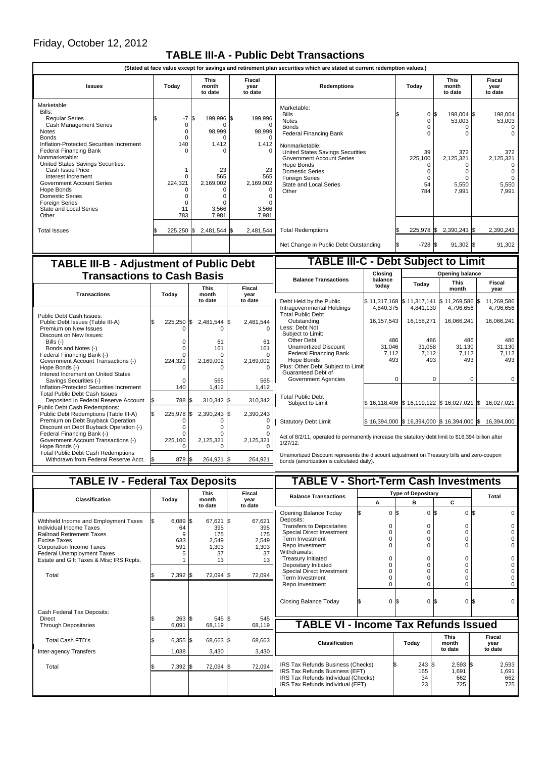Friday, October 12, 2012

# TABLE III-A - Public Debt Transactions

(Stated at face value except for savings and retirement plan securities which are stated at current redemption values.)

| Issues | Today | This month to date | Fiscal year to date |
|---|---|---|---|
| Marketable: | | | |
| Bills: | | | |
| Regular Series | $ -7 | $ 199,996 | $ 199,996 |
| Cash Management Series | 0 | 0 | 0 |
| Notes | 0 | 98,999 | 98,999 |
| Bonds | 0 | 0 | 0 |
| Inflation-Protected Securities Increment | 140 | 1,412 | 1,412 |
| Federal Financing Bank | 0 | 0 | 0 |
| Nonmarketable: | | | |
| United States Savings Securities: | | | |
| Cash Issue Price | 1 | 23 | 23 |
| Interest Increment | 0 | 565 | 565 |
| Government Account Series | 224,321 | 2,169,002 | 2,169,002 |
| Hope Bonds | 0 | 0 | 0 |
| Domestic Series | 0 | 0 | 0 |
| Foreign Series | 0 | 0 | 0 |
| State and Local Series | 11 | 3,566 | 3,566 |
| Other | 783 | 7,981 | 7,981 |
| Total Issues | $ 225,250 | $ 2,481,544 | $ 2,481,544 |

| Redemptions | Today | This month to date | Fiscal year to date |
|---|---|---|---|
| Marketable: | | | |
| Bills | $ 0 | $ 198,004 | $ 198,004 |
| Notes | 0 | 53,003 | 53,003 |
| Bonds | 0 | 0 | 0 |
| Federal Financing Bank | 0 | 0 | 0 |
| Nonmarketable: | | | |
| United States Savings Securities | 39 | 372 | 372 |
| Government Account Series | 225,100 | 2,125,321 | 2,125,321 |
| Hope Bonds | 0 | 0 | 0 |
| Domestic Series | 0 | 0 | 0 |
| Foreign Series | 0 | 0 | 0 |
| State and Local Series | 54 | 5,550 | 5,550 |
| Other | 784 | 7,991 | 7,991 |
| Total Redemptions | $ 225,978 | $ 2,390,243 | $ 2,390,243 |
| Net Change in Public Debt Outstanding | $ -728 | $ 91,302 | $ 91,302 |

# TABLE III-B - Adjustment of Public Debt Transactions to Cash Basis

| Transactions | Today | This month to date | Fiscal year to date |
|---|---|---|---|
| Public Debt Cash Issues: | | | |
| Public Debt Issues (Table III-A) | $ 225,250 | $ 2,481,544 | $ 2,481,544 |
| Premium on New Issues | 0 | 0 | 0 |
| Discount on New Issues: | | | |
| Bills (-) | 0 | 61 | 61 |
| Bonds and Notes (-) | 0 | 161 | 161 |
| Federal Financing Bank (-) | 0 | 0 | 0 |
| Government Account Transactions (-) | 224,321 | 2,169,002 | 2,169,002 |
| Hope Bonds (-) | 0 | 0 | 0 |
| Interest Increment on United States Savings Securities (-) | 0 | 565 | 565 |
| Inflation-Protected Securities Increment | 140 | 1,412 | 1,412 |
| Total Public Debt Cash Issues Deposited in Federal Reserve Account | $ 788 | $ 310,342 | $ 310,342 |
| Public Debt Cash Redemptions: | | | |
| Public Debt Redemptions (Table III-A) | $ 225,978 | $ 2,390,243 | $ 2,390,243 |
| Premium on Debt Buyback Operation | 0 | 0 | 0 |
| Discount on Debt Buyback Operation (-) | 0 | 0 | 0 |
| Federal Financing Bank (-) | 0 | 0 | 0 |
| Government Account Transactions (-) | 225,100 | 2,125,321 | 2,125,321 |
| Hope Bonds (-) | 0 | 0 | 0 |
| Total Public Debt Cash Redemptions Withdrawn from Federal Reserve Acct. | $ 878 | $ 264,921 | $ 264,921 |

# TABLE III-C - Debt Subject to Limit

| Balance Transactions | Closing balance today | Opening balance Today | Opening balance This month | Opening balance Fiscal year |
|---|---|---|---|---|
| Debt Held by the Public | $ 11,317,168 | $ 11,317,141 | $ 11,269,586 | $ 11,269,586 |
| Intragovernmental Holdings | 4,840,375 | 4,841,130 | 4,796,656 | 4,796,656 |
| Total Public Debt Outstanding | 16,157,543 | 16,158,271 | 16,066,241 | 16,066,241 |
| Less: Debt Not Subject to Limit: | | | | |
| Other Debt | 486 | 486 | 486 | 486 |
| Unamortized Discount | 31,046 | 31,058 | 31,130 | 31,130 |
| Federal Financing Bank | 7,112 | 7,112 | 7,112 | 7,112 |
| Hope Bonds | 493 | 493 | 493 | 493 |
| Plus: Other Debt Subject to Limit | | | | |
| Guaranteed Debt of Government Agencies | 0 | 0 | 0 | 0 |
| Total Public Debt Subject to Limit | $ 16,118,406 | $ 16,119,122 | $ 16,027,021 | $ 16,027,021 |
| Statutory Debt Limit | $ 16,394,000 | $ 16,394,000 | $ 16,394,000 | $ 16,394,000 |

Act of 8/2/11, operated to permanently increase the statutory debt limit to $16,394 billion after 1/27/12.

Unamortized Discount represents the discount adjustment on Treasury bills and zero-coupon bonds (amortization is calculated daily).

# TABLE IV - Federal Tax Deposits

| Classification | Today | This month to date | Fiscal year to date |
|---|---|---|---|
| Withheld Income and Employment Taxes | $ 6,089 | $ 67,621 | $ 67,621 |
| Individual Income Taxes | 64 | 395 | 395 |
| Railroad Retirement Taxes | 9 | 175 | 175 |
| Excise Taxes | 633 | 2,549 | 2,549 |
| Corporation Income Taxes | 591 | 1,303 | 1,303 |
| Federal Unemployment Taxes | 5 | 37 | 37 |
| Estate and Gift Taxes & Misc IRS Rcpts. | 1 | 13 | 13 |
| Total | $ 7,392 | $ 72,094 | $ 72,094 |
| Cash Federal Tax Deposits: | | | |
| Direct | $ 263 | $ 545 | $ 545 |
| Through Depositaries | 6,091 | 68,119 | 68,119 |
| Total Cash FTD's | $ 6,355 | $ 68,663 | $ 68,663 |
| Inter-agency Transfers | 1,038 | 3,430 | 3,430 |
| Total | $ 7,392 | $ 72,094 | $ 72,094 |

# TABLE V - Short-Term Cash Investments

| Balance Transactions | Type of Depositary A | Type of Depositary B | Type of Depositary C | Total |
|---|---|---|---|---|
| Opening Balance Today | $ 0 | $ 0 | $ 0 | $ 0 |
| Deposits: | | | | |
| Transfers to Depositaries | 0 | 0 | 0 | 0 |
| Special Direct Investment | 0 | 0 | 0 | 0 |
| Term Investment | 0 | 0 | 0 | 0 |
| Repo Investment | 0 | 0 | 0 | 0 |
| Withdrawals: | | | | |
| Treasury Initiated | 0 | 0 | 0 | 0 |
| Depositary Initiated | 0 | 0 | 0 | 0 |
| Special Direct Investment | 0 | 0 | 0 | 0 |
| Term Investment | 0 | 0 | 0 | 0 |
| Repo Investment | 0 | 0 | 0 | 0 |
| Closing Balance Today | $ 0 | $ 0 | $ 0 | $ 0 |

# TABLE VI - Income Tax Refunds Issued

| Classification | Today | This month to date | Fiscal year to date |
|---|---|---|---|
| IRS Tax Refunds Business (Checks) | $ 243 | $ 2,593 | $ 2,593 |
| IRS Tax Refunds Business (EFT) | 165 | 1,691 | 1,691 |
| IRS Tax Refunds Individual (Checks) | 34 | 662 | 662 |
| IRS Tax Refunds Individual (EFT) | 23 | 725 | 725 |